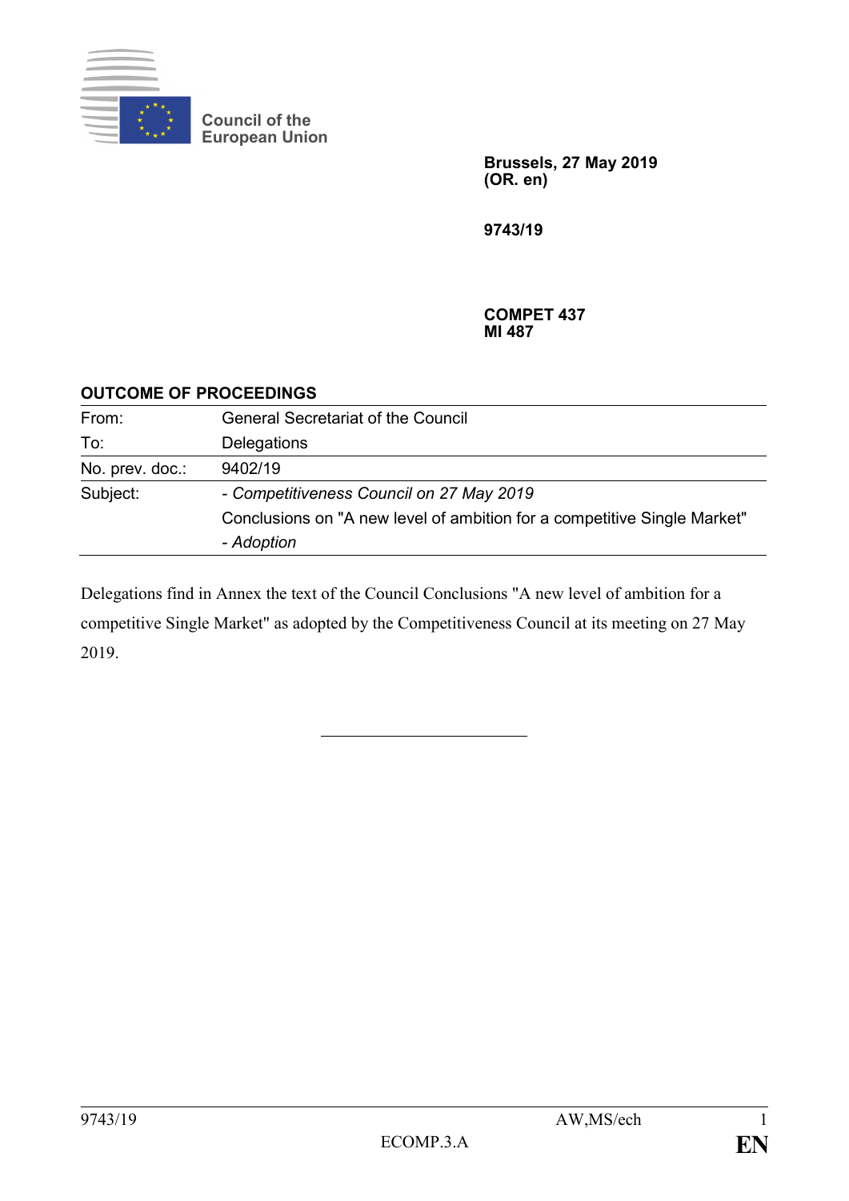Council of the European Union

**Brussels, 27 May 2019**
**(OR. en)**

**9743/19**

**COMPET 437**
**MI 487**

**OUTCOME OF PROCEEDINGS**

| | |
|---|---|
| From: | General Secretariat of the Council |
| To: | Delegations |
| No. prev. doc.: | 9402/19 |
| Subject: | *- Competitiveness Council on 27 May 2019* Conclusions on "A new level of ambition for a competitive Single Market" *- Adoption* |

Delegations find in Annex the text of the Council Conclusions "A new level of ambition for a competitive Single Market" as adopted by the Competitiveness Council at its meeting on 27 May 2019.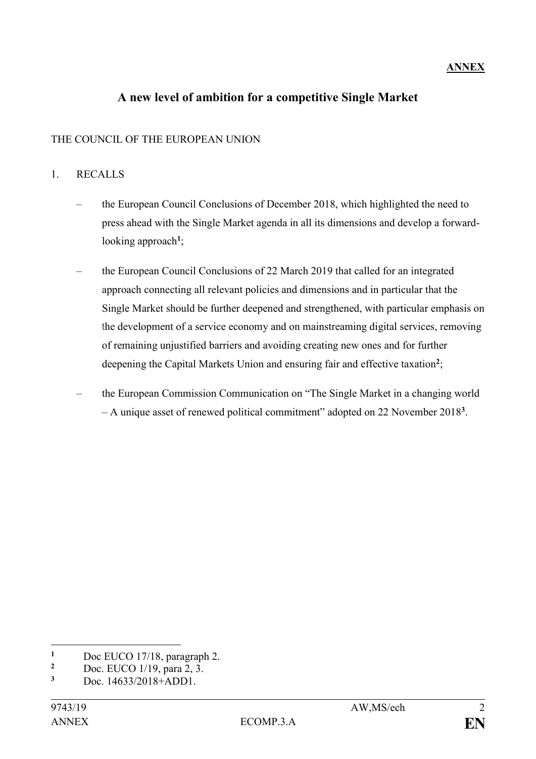**ANNEX**

# A new level of ambition for a competitive Single Market

THE COUNCIL OF THE EUROPEAN UNION

1. RECALLS

   – the European Council Conclusions of December 2018, which highlighted the need to press ahead with the Single Market agenda in all its dimensions and develop a forward-looking approach[1];

   – the European Council Conclusions of 22 March 2019 that called for an integrated approach connecting all relevant policies and dimensions and in particular that the Single Market should be further deepened and strengthened, with particular emphasis on the development of a service economy and on mainstreaming digital services, removing of remaining unjustified barriers and avoiding creating new ones and for further deepening the Capital Markets Union and ensuring fair and effective taxation[2];

   – the European Commission Communication on "The Single Market in a changing world – A unique asset of renewed political commitment" adopted on 22 November 2018[3].

---

[1] Doc EUCO 17/18, paragraph 2.

[2] Doc. EUCO 1/19, para 2, 3.

[3] Doc. 14633/2018+ADD1.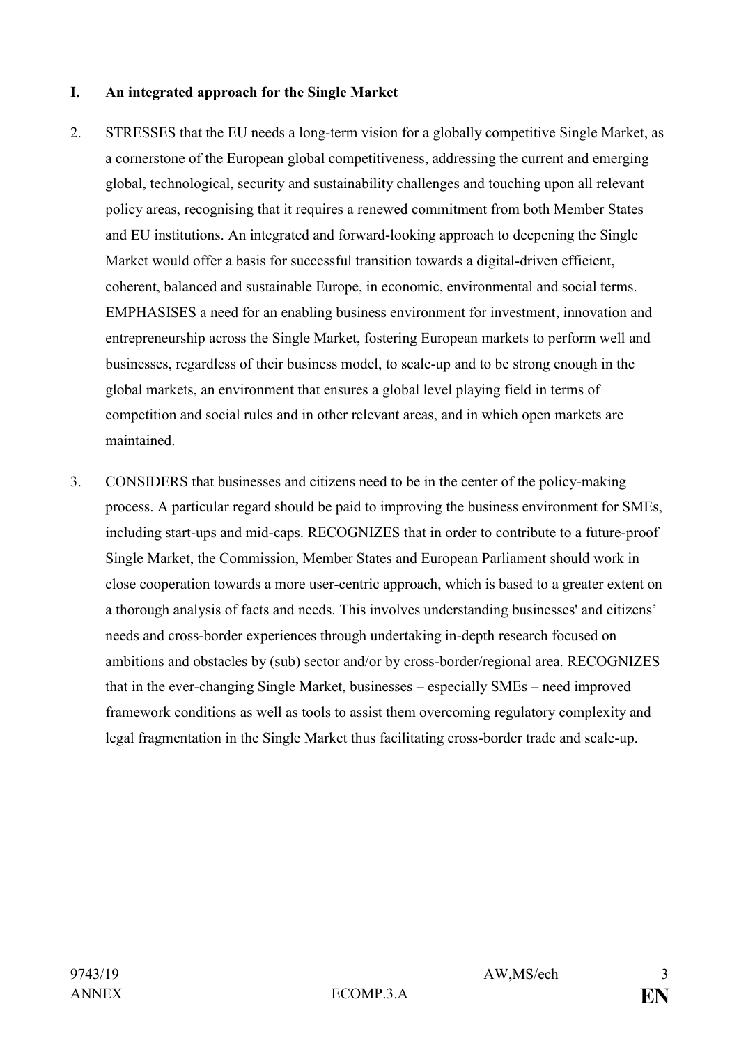## I. An integrated approach for the Single Market

2. STRESSES that the EU needs a long-term vision for a globally competitive Single Market, as a cornerstone of the European global competitiveness, addressing the current and emerging global, technological, security and sustainability challenges and touching upon all relevant policy areas, recognising that it requires a renewed commitment from both Member States and EU institutions. An integrated and forward-looking approach to deepening the Single Market would offer a basis for successful transition towards a digital-driven efficient, coherent, balanced and sustainable Europe, in economic, environmental and social terms. EMPHASISES a need for an enabling business environment for investment, innovation and entrepreneurship across the Single Market, fostering European markets to perform well and businesses, regardless of their business model, to scale-up and to be strong enough in the global markets, an environment that ensures a global level playing field in terms of competition and social rules and in other relevant areas, and in which open markets are maintained.

3. CONSIDERS that businesses and citizens need to be in the center of the policy-making process. A particular regard should be paid to improving the business environment for SMEs, including start-ups and mid-caps. RECOGNIZES that in order to contribute to a future-proof Single Market, the Commission, Member States and European Parliament should work in close cooperation towards a more user-centric approach, which is based to a greater extent on a thorough analysis of facts and needs. This involves understanding businesses' and citizens' needs and cross-border experiences through undertaking in-depth research focused on ambitions and obstacles by (sub) sector and/or by cross-border/regional area. RECOGNIZES that in the ever-changing Single Market, businesses – especially SMEs – need improved framework conditions as well as tools to assist them overcoming regulatory complexity and legal fragmentation in the Single Market thus facilitating cross-border trade and scale-up.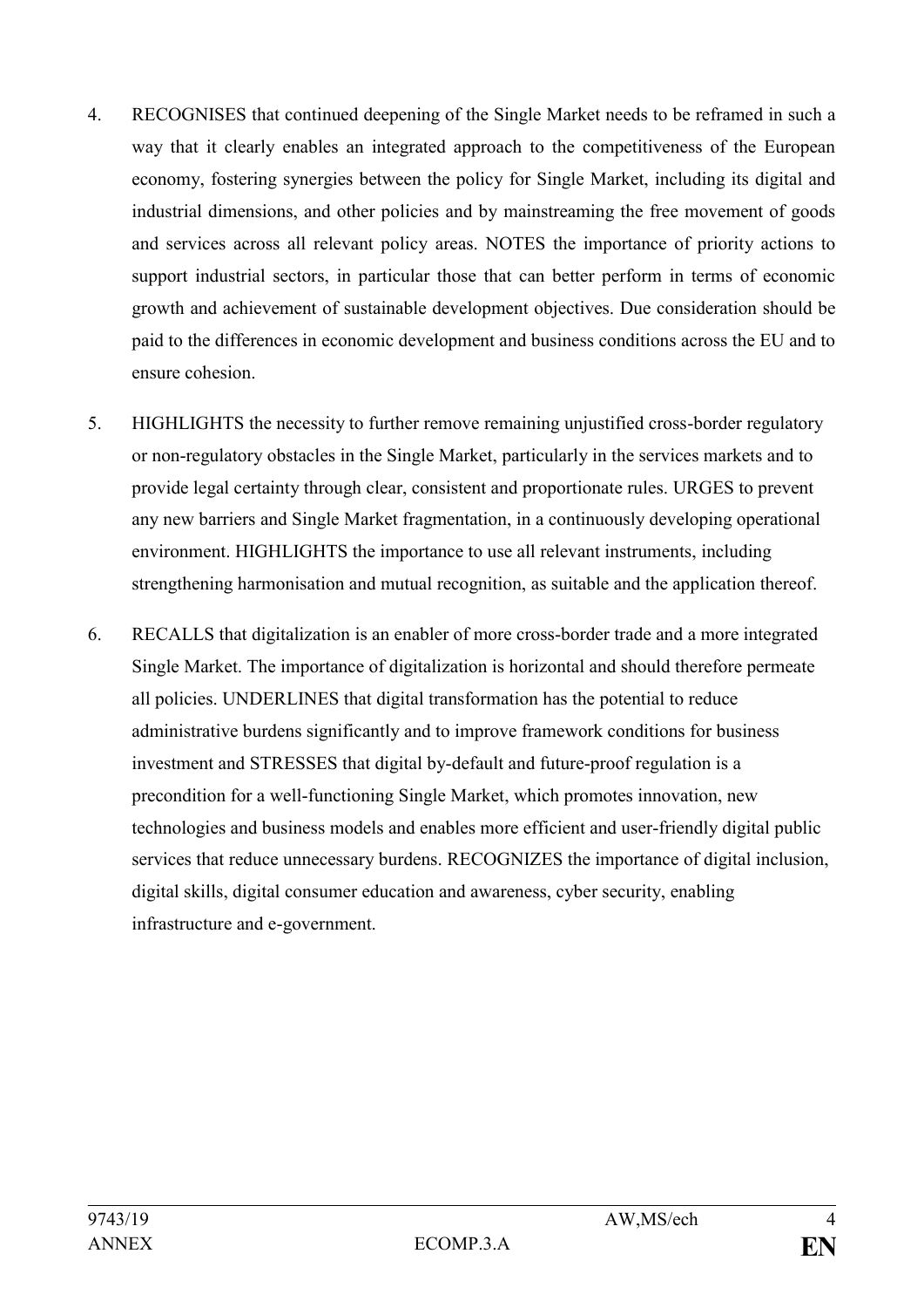4. RECOGNISES that continued deepening of the Single Market needs to be reframed in such a way that it clearly enables an integrated approach to the competitiveness of the European economy, fostering synergies between the policy for Single Market, including its digital and industrial dimensions, and other policies and by mainstreaming the free movement of goods and services across all relevant policy areas. NOTES the importance of priority actions to support industrial sectors, in particular those that can better perform in terms of economic growth and achievement of sustainable development objectives. Due consideration should be paid to the differences in economic development and business conditions across the EU and to ensure cohesion.

5. HIGHLIGHTS the necessity to further remove remaining unjustified cross-border regulatory or non-regulatory obstacles in the Single Market, particularly in the services markets and to provide legal certainty through clear, consistent and proportionate rules. URGES to prevent any new barriers and Single Market fragmentation, in a continuously developing operational environment. HIGHLIGHTS the importance to use all relevant instruments, including strengthening harmonisation and mutual recognition, as suitable and the application thereof.

6. RECALLS that digitalization is an enabler of more cross-border trade and a more integrated Single Market. The importance of digitalization is horizontal and should therefore permeate all policies. UNDERLINES that digital transformation has the potential to reduce administrative burdens significantly and to improve framework conditions for business investment and STRESSES that digital by-default and future-proof regulation is a precondition for a well-functioning Single Market, which promotes innovation, new technologies and business models and enables more efficient and user-friendly digital public services that reduce unnecessary burdens. RECOGNIZES the importance of digital inclusion, digital skills, digital consumer education and awareness, cyber security, enabling infrastructure and e-government.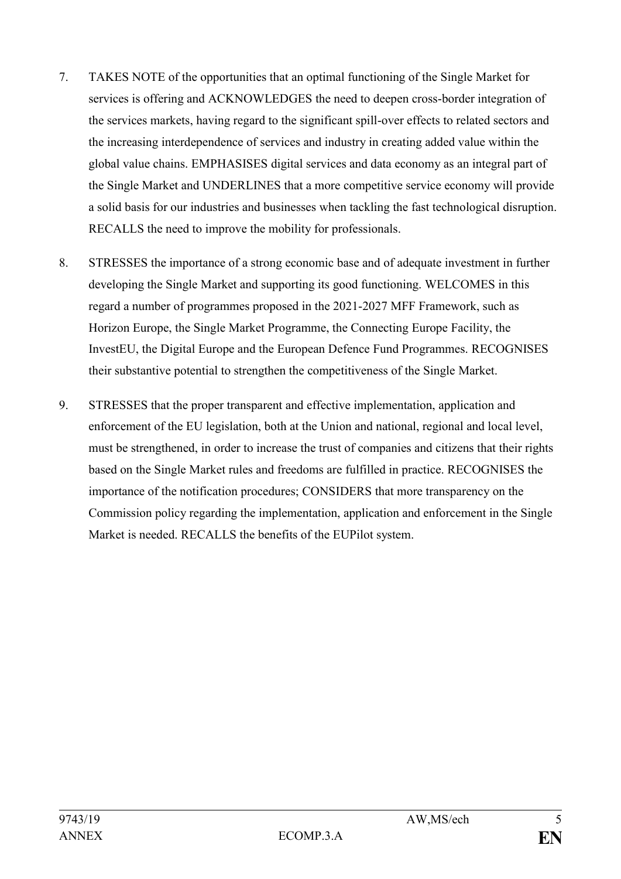7. TAKES NOTE of the opportunities that an optimal functioning of the Single Market for services is offering and ACKNOWLEDGES the need to deepen cross-border integration of the services markets, having regard to the significant spill-over effects to related sectors and the increasing interdependence of services and industry in creating added value within the global value chains. EMPHASISES digital services and data economy as an integral part of the Single Market and UNDERLINES that a more competitive service economy will provide a solid basis for our industries and businesses when tackling the fast technological disruption. RECALLS the need to improve the mobility for professionals.

8. STRESSES the importance of a strong economic base and of adequate investment in further developing the Single Market and supporting its good functioning. WELCOMES in this regard a number of programmes proposed in the 2021-2027 MFF Framework, such as Horizon Europe, the Single Market Programme, the Connecting Europe Facility, the InvestEU, the Digital Europe and the European Defence Fund Programmes. RECOGNISES their substantive potential to strengthen the competitiveness of the Single Market.

9. STRESSES that the proper transparent and effective implementation, application and enforcement of the EU legislation, both at the Union and national, regional and local level, must be strengthened, in order to increase the trust of companies and citizens that their rights based on the Single Market rules and freedoms are fulfilled in practice. RECOGNISES the importance of the notification procedures; CONSIDERS that more transparency on the Commission policy regarding the implementation, application and enforcement in the Single Market is needed. RECALLS the benefits of the EUPilot system.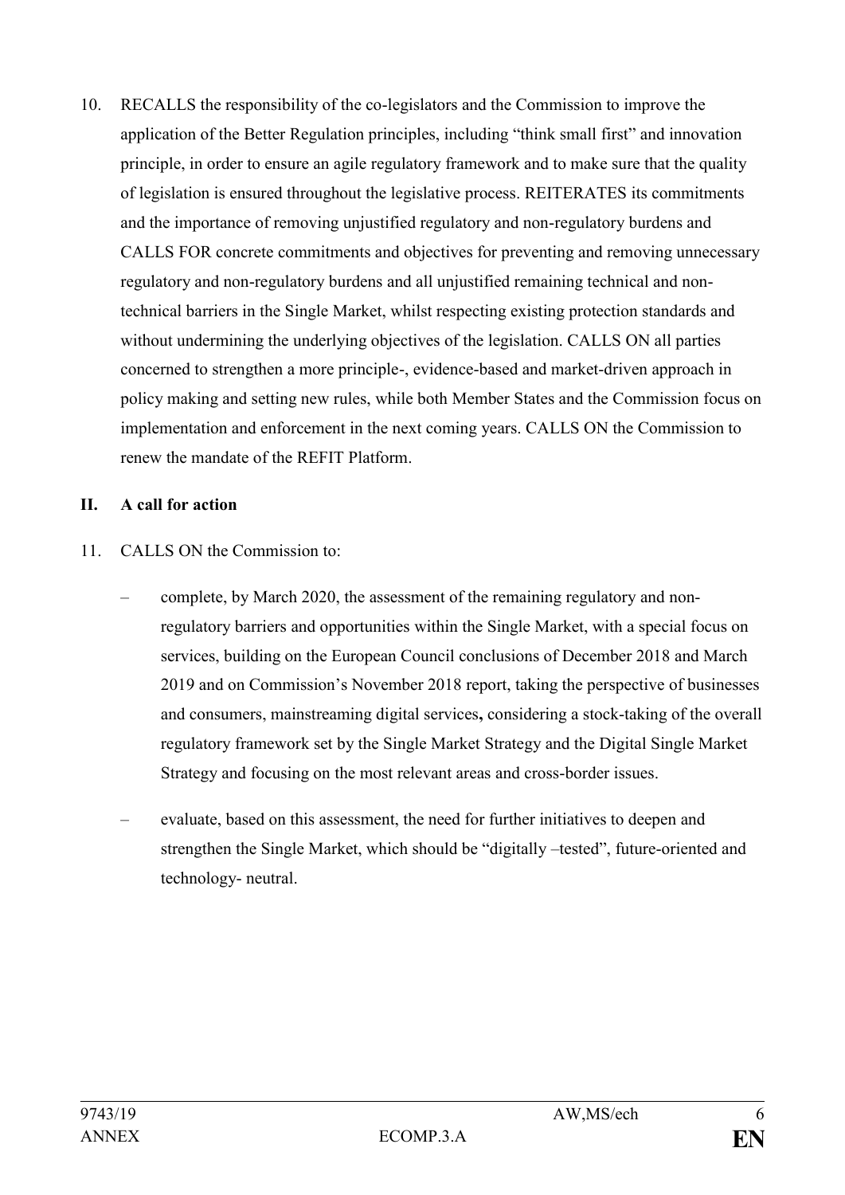10. RECALLS the responsibility of the co-legislators and the Commission to improve the application of the Better Regulation principles, including "think small first" and innovation principle, in order to ensure an agile regulatory framework and to make sure that the quality of legislation is ensured throughout the legislative process. REITERATES its commitments and the importance of removing unjustified regulatory and non-regulatory burdens and CALLS FOR concrete commitments and objectives for preventing and removing unnecessary regulatory and non-regulatory burdens and all unjustified remaining technical and non-technical barriers in the Single Market, whilst respecting existing protection standards and without undermining the underlying objectives of the legislation. CALLS ON all parties concerned to strengthen a more principle-, evidence-based and market-driven approach in policy making and setting new rules, while both Member States and the Commission focus on implementation and enforcement in the next coming years. CALLS ON the Commission to renew the mandate of the REFIT Platform.

## II. A call for action

11. CALLS ON the Commission to:

   – complete, by March 2020, the assessment of the remaining regulatory and non-regulatory barriers and opportunities within the Single Market, with a special focus on services, building on the European Council conclusions of December 2018 and March 2019 and on Commission's November 2018 report, taking the perspective of businesses and consumers, mainstreaming digital services**,** considering a stock-taking of the overall regulatory framework set by the Single Market Strategy and the Digital Single Market Strategy and focusing on the most relevant areas and cross-border issues.

   – evaluate, based on this assessment, the need for further initiatives to deepen and strengthen the Single Market, which should be "digitally –tested", future-oriented and technology- neutral.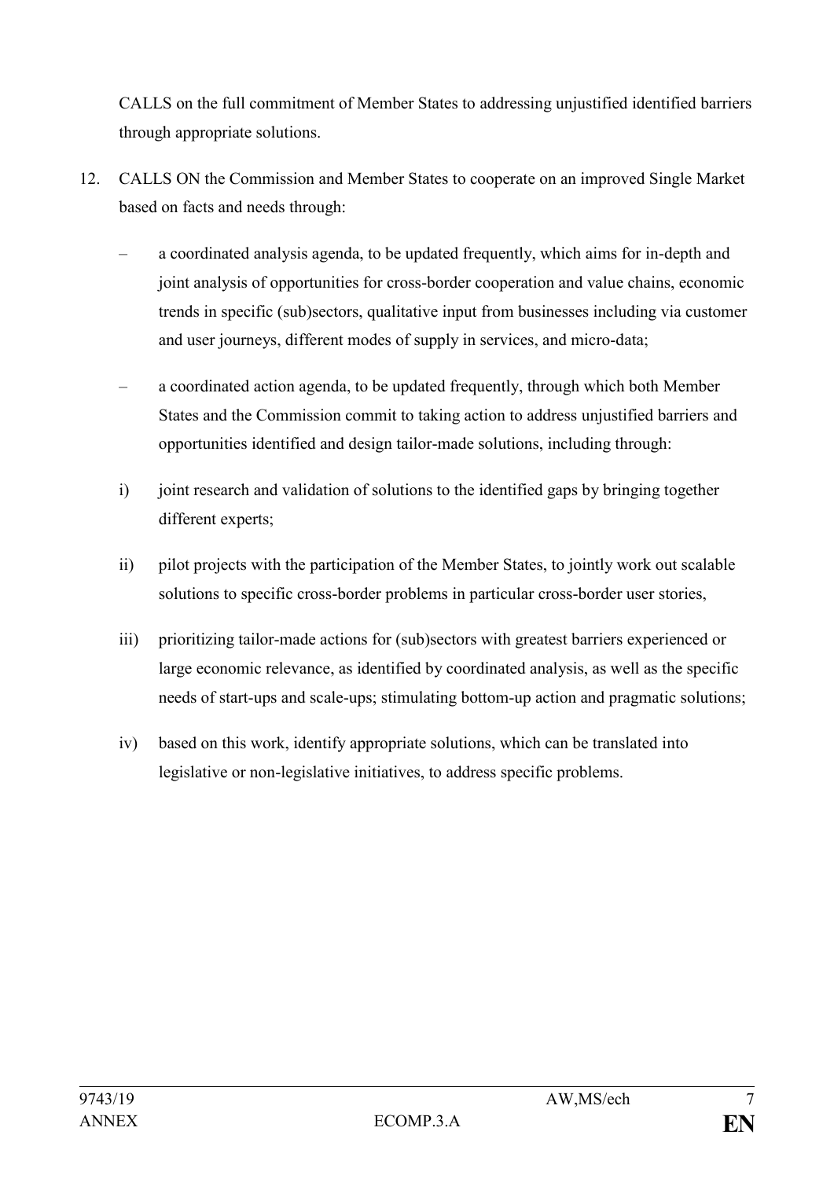CALLS on the full commitment of Member States to addressing unjustified identified barriers through appropriate solutions.

12. CALLS ON the Commission and Member States to cooperate on an improved Single Market based on facts and needs through:

    – a coordinated analysis agenda, to be updated frequently, which aims for in-depth and joint analysis of opportunities for cross-border cooperation and value chains, economic trends in specific (sub)sectors, qualitative input from businesses including via customer and user journeys, different modes of supply in services, and micro-data;

    – a coordinated action agenda, to be updated frequently, through which both Member States and the Commission commit to taking action to address unjustified barriers and opportunities identified and design tailor-made solutions, including through:

    i) joint research and validation of solutions to the identified gaps by bringing together different experts;

    ii) pilot projects with the participation of the Member States, to jointly work out scalable solutions to specific cross-border problems in particular cross-border user stories,

    iii) prioritizing tailor-made actions for (sub)sectors with greatest barriers experienced or large economic relevance, as identified by coordinated analysis, as well as the specific needs of start-ups and scale-ups; stimulating bottom-up action and pragmatic solutions;

    iv) based on this work, identify appropriate solutions, which can be translated into legislative or non-legislative initiatives, to address specific problems.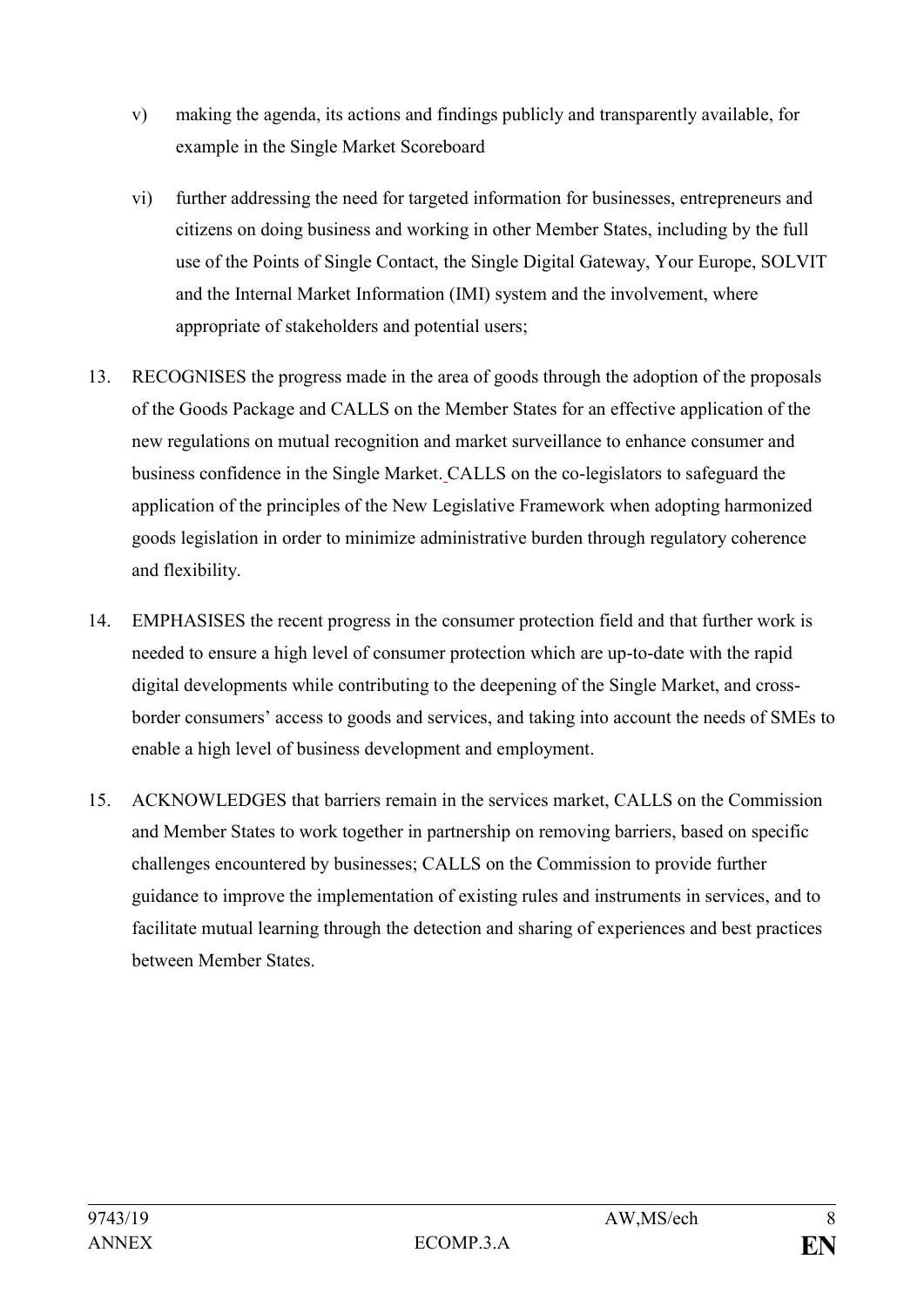v) making the agenda, its actions and findings publicly and transparently available, for example in the Single Market Scoreboard

vi) further addressing the need for targeted information for businesses, entrepreneurs and citizens on doing business and working in other Member States, including by the full use of the Points of Single Contact, the Single Digital Gateway, Your Europe, SOLVIT and the Internal Market Information (IMI) system and the involvement, where appropriate of stakeholders and potential users;

13. RECOGNISES the progress made in the area of goods through the adoption of the proposals of the Goods Package and CALLS on the Member States for an effective application of the new regulations on mutual recognition and market surveillance to enhance consumer and business confidence in the Single Market. CALLS on the co-legislators to safeguard the application of the principles of the New Legislative Framework when adopting harmonized goods legislation in order to minimize administrative burden through regulatory coherence and flexibility.

14. EMPHASISES the recent progress in the consumer protection field and that further work is needed to ensure a high level of consumer protection which are up-to-date with the rapid digital developments while contributing to the deepening of the Single Market, and cross-border consumers' access to goods and services, and taking into account the needs of SMEs to enable a high level of business development and employment.

15. ACKNOWLEDGES that barriers remain in the services market, CALLS on the Commission and Member States to work together in partnership on removing barriers, based on specific challenges encountered by businesses; CALLS on the Commission to provide further guidance to improve the implementation of existing rules and instruments in services, and to facilitate mutual learning through the detection and sharing of experiences and best practices between Member States.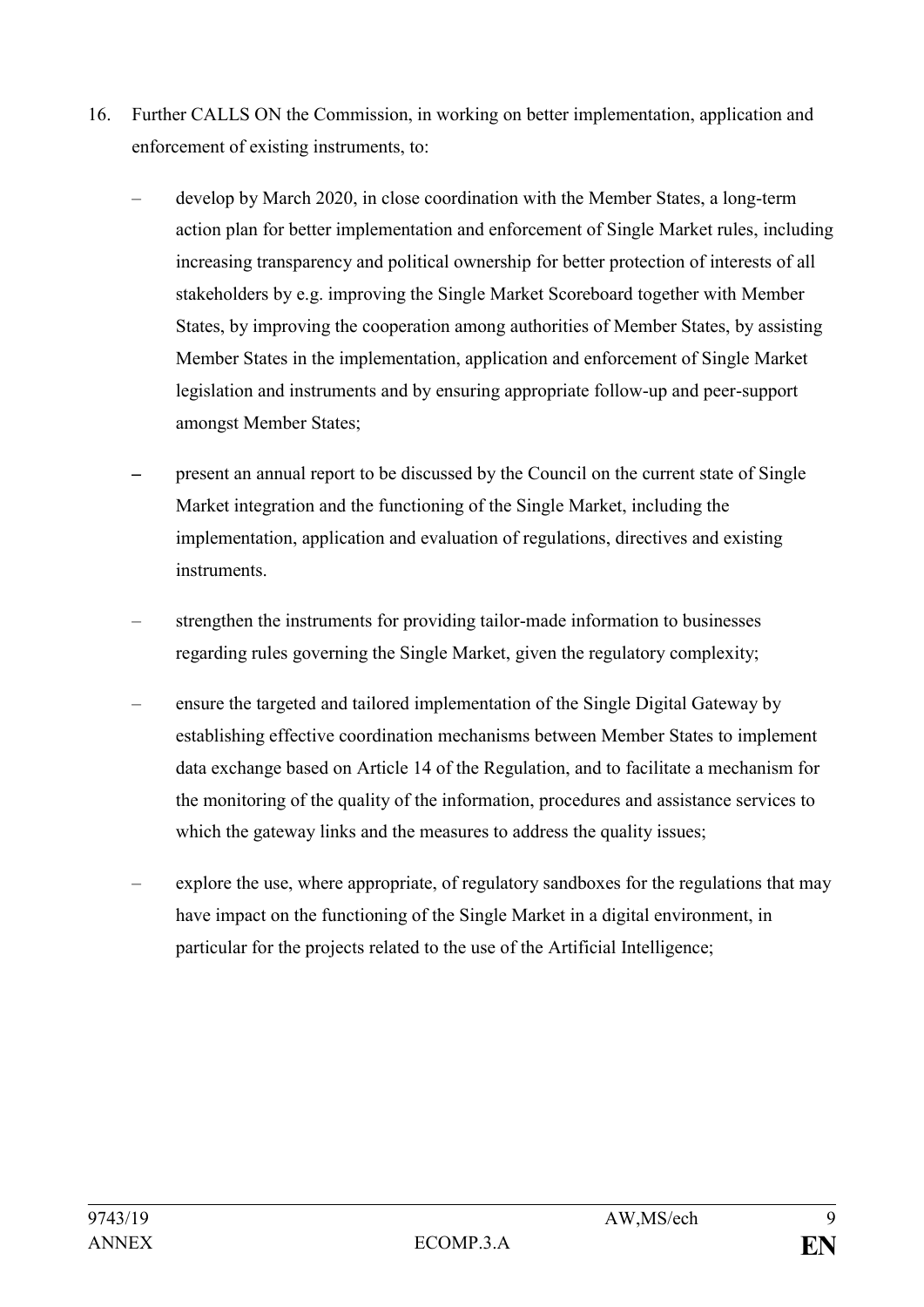16. Further CALLS ON the Commission, in working on better implementation, application and enforcement of existing instruments, to:

   – develop by March 2020, in close coordination with the Member States, a long-term action plan for better implementation and enforcement of Single Market rules, including increasing transparency and political ownership for better protection of interests of all stakeholders by e.g. improving the Single Market Scoreboard together with Member States, by improving the cooperation among authorities of Member States, by assisting Member States in the implementation, application and enforcement of Single Market legislation and instruments and by ensuring appropriate follow-up and peer-support amongst Member States;

   – present an annual report to be discussed by the Council on the current state of Single Market integration and the functioning of the Single Market, including the implementation, application and evaluation of regulations, directives and existing instruments.

   – strengthen the instruments for providing tailor-made information to businesses regarding rules governing the Single Market, given the regulatory complexity;

   – ensure the targeted and tailored implementation of the Single Digital Gateway by establishing effective coordination mechanisms between Member States to implement data exchange based on Article 14 of the Regulation, and to facilitate a mechanism for the monitoring of the quality of the information, procedures and assistance services to which the gateway links and the measures to address the quality issues;

   – explore the use, where appropriate, of regulatory sandboxes for the regulations that may have impact on the functioning of the Single Market in a digital environment, in particular for the projects related to the use of the Artificial Intelligence;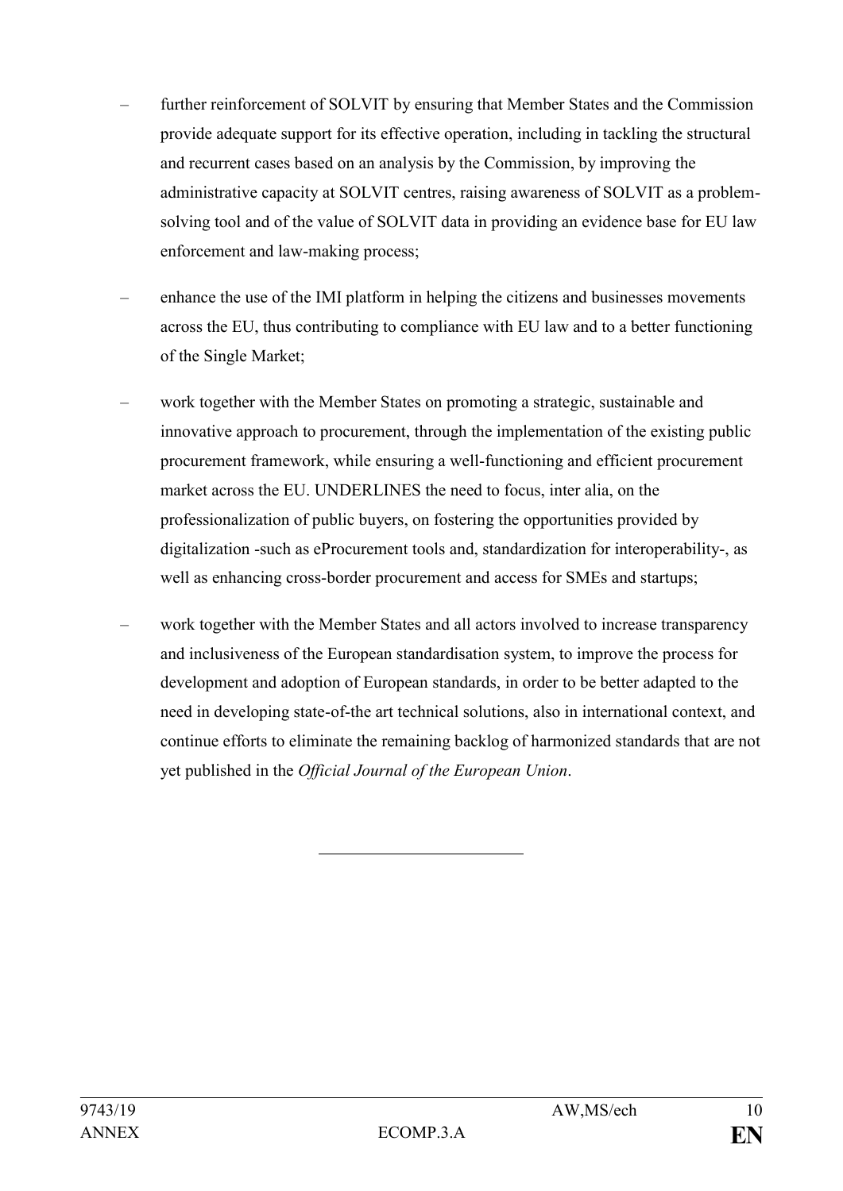- further reinforcement of SOLVIT by ensuring that Member States and the Commission provide adequate support for its effective operation, including in tackling the structural and recurrent cases based on an analysis by the Commission, by improving the administrative capacity at SOLVIT centres, raising awareness of SOLVIT as a problem-solving tool and of the value of SOLVIT data in providing an evidence base for EU law enforcement and law-making process;

- enhance the use of the IMI platform in helping the citizens and businesses movements across the EU, thus contributing to compliance with EU law and to a better functioning of the Single Market;

- work together with the Member States on promoting a strategic, sustainable and innovative approach to procurement, through the implementation of the existing public procurement framework, while ensuring a well-functioning and efficient procurement market across the EU. UNDERLINES the need to focus, inter alia, on the professionalization of public buyers, on fostering the opportunities provided by digitalization -such as eProcurement tools and, standardization for interoperability-, as well as enhancing cross-border procurement and access for SMEs and startups;

- work together with the Member States and all actors involved to increase transparency and inclusiveness of the European standardisation system, to improve the process for development and adoption of European standards, in order to be better adapted to the need in developing state-of-the art technical solutions, also in international context, and continue efforts to eliminate the remaining backlog of harmonized standards that are not yet published in the *Official Journal of the European Union*.